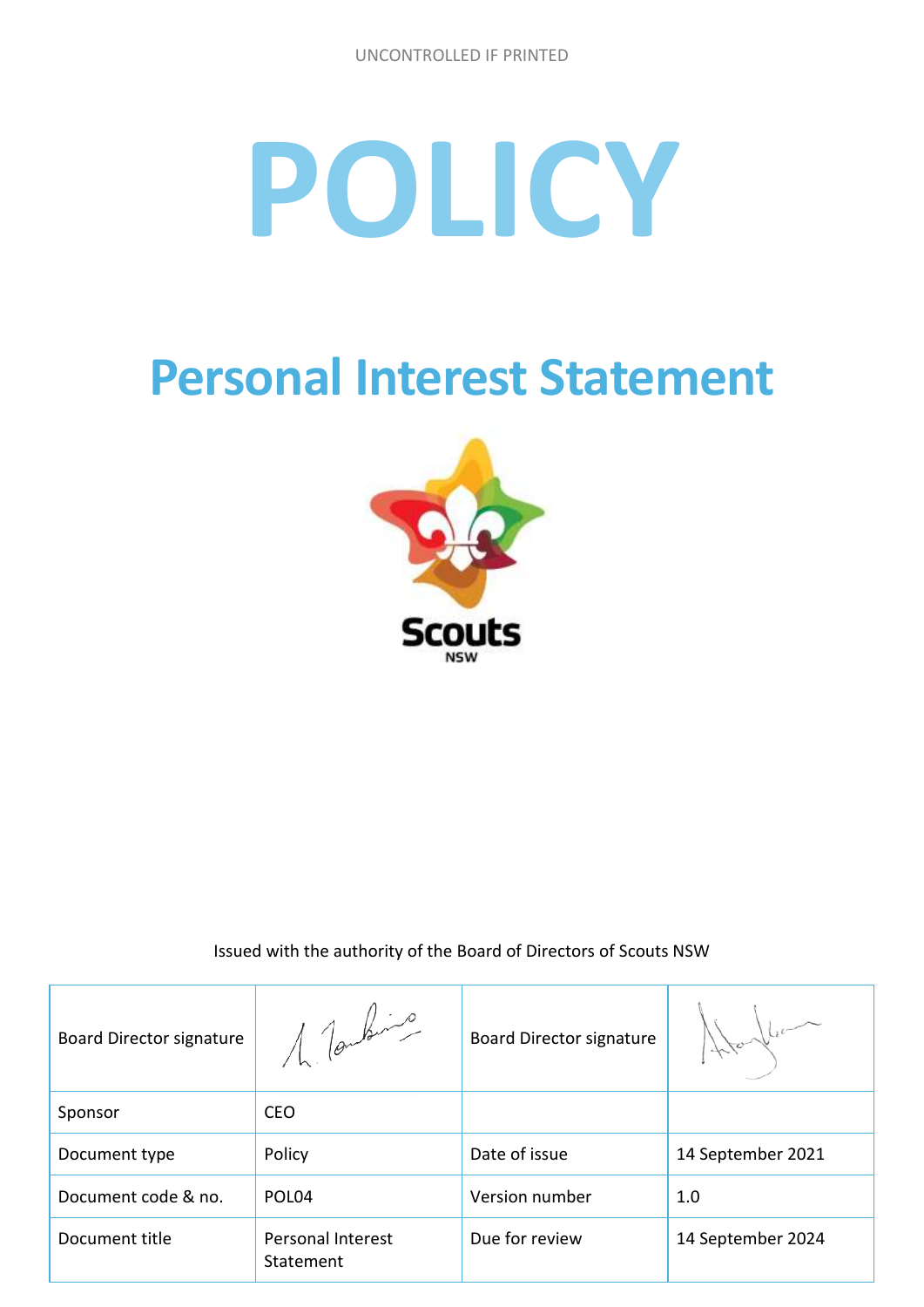UNCONTROLLED IF PRINTED

# POLICY

## Personal Interest Statement

Issued with the authority of the Board of Directors of Scouts NSW

| Board Director signature | | Board Director signature | |
|---|---|---|---|
| Sponsor | CEO | | |
| Document type | Policy | Date of issue | 14 September 2021 |
| Document code & no. | POL04 | Version number | 1.0 |
| Document title | Personal Interest Statement | Due for review | 14 September 2024 |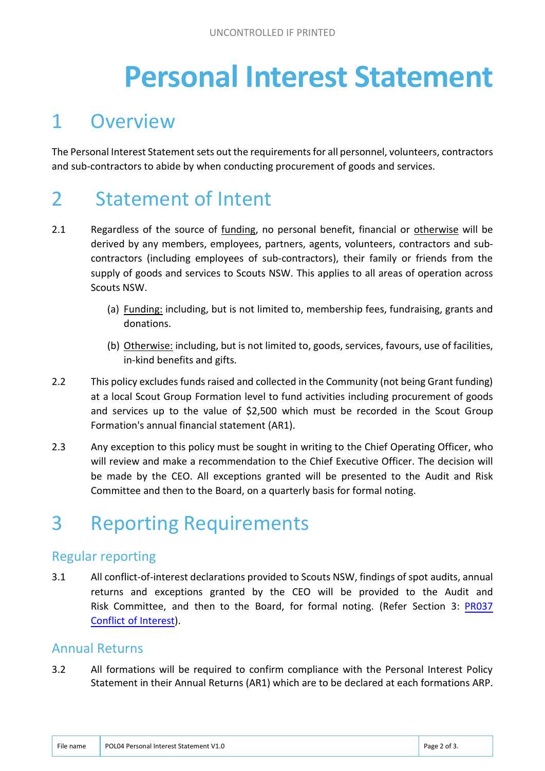# Personal Interest Statement

## 1 Overview

The Personal Interest Statement sets out the requirements for all personnel, volunteers, contractors and sub-contractors to abide by when conducting procurement of goods and services.

## 2 Statement of Intent

2.1 Regardless of the source of funding, no personal benefit, financial or otherwise will be derived by any members, employees, partners, agents, volunteers, contractors and sub-contractors (including employees of sub-contractors), their family or friends from the supply of goods and services to Scouts NSW. This applies to all areas of operation across Scouts NSW.

(a) Funding: including, but is not limited to, membership fees, fundraising, grants and donations.

(b) Otherwise: including, but is not limited to, goods, services, favours, use of facilities, in-kind benefits and gifts.

2.2 This policy excludes funds raised and collected in the Community (not being Grant funding) at a local Scout Group Formation level to fund activities including procurement of goods and services up to the value of $2,500 which must be recorded in the Scout Group Formation's annual financial statement (AR1).

2.3 Any exception to this policy must be sought in writing to the Chief Operating Officer, who will review and make a recommendation to the Chief Executive Officer. The decision will be made by the CEO. All exceptions granted will be presented to the Audit and Risk Committee and then to the Board, on a quarterly basis for formal noting.

## 3 Reporting Requirements

### Regular reporting

3.1 All conflict-of-interest declarations provided to Scouts NSW, findings of spot audits, annual returns and exceptions granted by the CEO will be provided to the Audit and Risk Committee, and then to the Board, for formal noting. (Refer Section 3: PR037 Conflict of Interest).

### Annual Returns

3.2 All formations will be required to confirm compliance with the Personal Interest Policy Statement in their Annual Returns (AR1) which are to be declared at each formations ARP.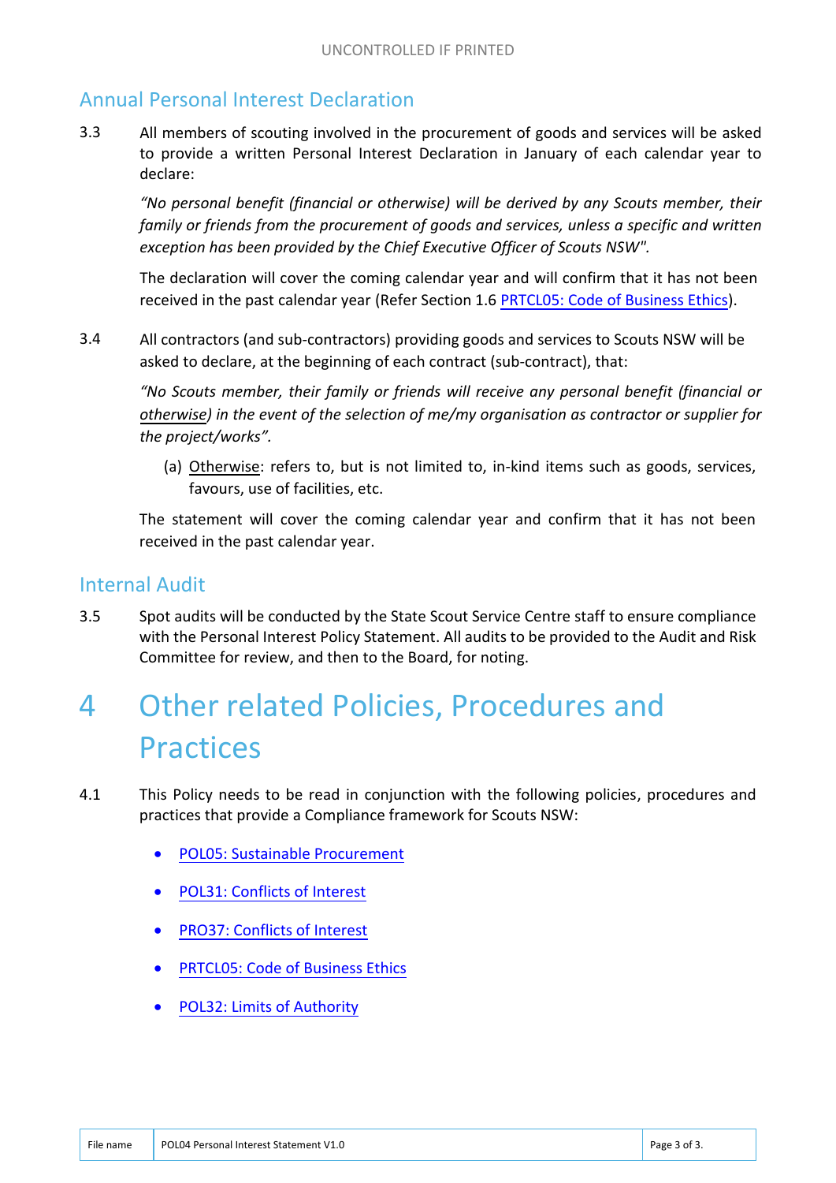## Annual Personal Interest Declaration

3.3 All members of scouting involved in the procurement of goods and services will be asked to provide a written Personal Interest Declaration in January of each calendar year to declare:

*"No personal benefit (financial or otherwise) will be derived by any Scouts member, their family or friends from the procurement of goods and services, unless a specific and written exception has been provided by the Chief Executive Officer of Scouts NSW".*

The declaration will cover the coming calendar year and will confirm that it has not been received in the past calendar year (Refer Section 1.6 PRTCL05: Code of Business Ethics).

3.4 All contractors (and sub-contractors) providing goods and services to Scouts NSW will be asked to declare, at the beginning of each contract (sub-contract), that:

*"No Scouts member, their family or friends will receive any personal benefit (financial or otherwise) in the event of the selection of me/my organisation as contractor or supplier for the project/works".*

(a) Otherwise: refers to, but is not limited to, in-kind items such as goods, services, favours, use of facilities, etc.

The statement will cover the coming calendar year and confirm that it has not been received in the past calendar year.

## Internal Audit

3.5 Spot audits will be conducted by the State Scout Service Centre staff to ensure compliance with the Personal Interest Policy Statement. All audits to be provided to the Audit and Risk Committee for review, and then to the Board, for noting.

# 4 Other related Policies, Procedures and Practices

4.1 This Policy needs to be read in conjunction with the following policies, procedures and practices that provide a Compliance framework for Scouts NSW:

- POL05: Sustainable Procurement
- POL31: Conflicts of Interest
- PRO37: Conflicts of Interest
- PRTCL05: Code of Business Ethics
- POL32: Limits of Authority